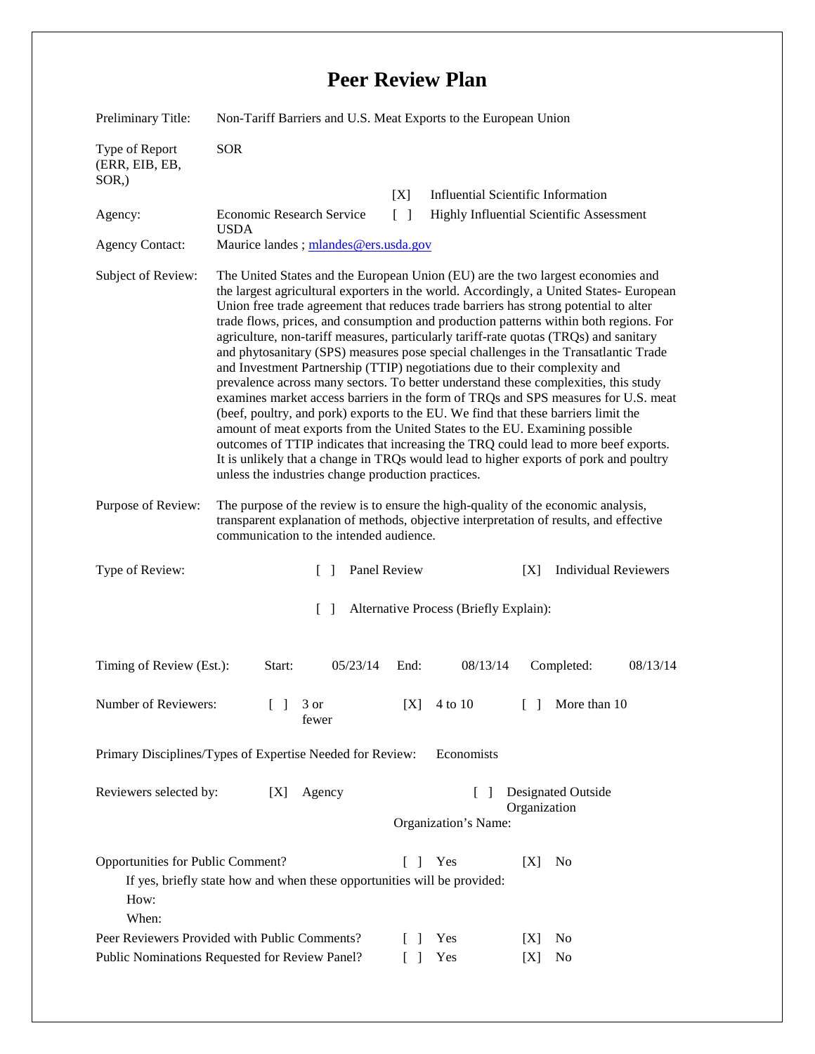# Peer Review Plan

Preliminary Title: Non-Tariff Barriers and U.S. Meat Exports to the European Union

Type of Report (ERR, EIB, EB, SOR,): SOR

[X] Influential Scientific Information

[ ] Highly Influential Scientific Assessment

Agency: Economic Research Service USDA

Agency Contact: Maurice landes ; mlandes@ers.usda.gov

Subject of Review: The United States and the European Union (EU) are the two largest economies and the largest agricultural exporters in the world. Accordingly, a United States- European Union free trade agreement that reduces trade barriers has strong potential to alter trade flows, prices, and consumption and production patterns within both regions. For agriculture, non-tariff measures, particularly tariff-rate quotas (TRQs) and sanitary and phytosanitary (SPS) measures pose special challenges in the Transatlantic Trade and Investment Partnership (TTIP) negotiations due to their complexity and prevalence across many sectors. To better understand these complexities, this study examines market access barriers in the form of TRQs and SPS measures for U.S. meat (beef, poultry, and pork) exports to the EU. We find that these barriers limit the amount of meat exports from the United States to the EU. Examining possible outcomes of TTIP indicates that increasing the TRQ could lead to more beef exports. It is unlikely that a change in TRQs would lead to higher exports of pork and poultry unless the industries change production practices.

Purpose of Review: The purpose of the review is to ensure the high-quality of the economic analysis, transparent explanation of methods, objective interpretation of results, and effective communication to the intended audience.

Type of Review: [ ] Panel Review [X] Individual Reviewers

[ ] Alternative Process (Briefly Explain):

Timing of Review (Est.): Start: 05/23/14 End: 08/13/14 Completed: 08/13/14

Number of Reviewers: [ ] 3 or fewer [X] 4 to 10 [ ] More than 10

Primary Disciplines/Types of Expertise Needed for Review: Economists

Reviewers selected by: [X] Agency [ ] Designated Outside Organization

Organization's Name:

Opportunities for Public Comment? [ ] Yes [X] No

If yes, briefly state how and when these opportunities will be provided:

How:

When:

Peer Reviewers Provided with Public Comments? [ ] Yes [X] No

Public Nominations Requested for Review Panel? [ ] Yes [X] No